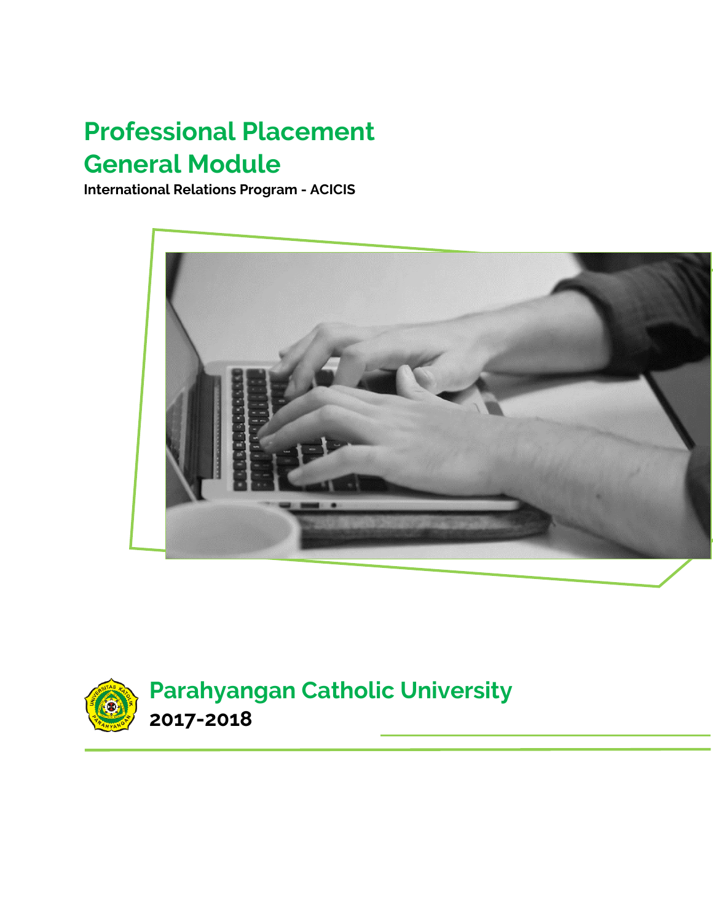# Professional Placement General Module

**International Relations Program - ACICIS**

## Parahyangan Catholic University

**2017-2018**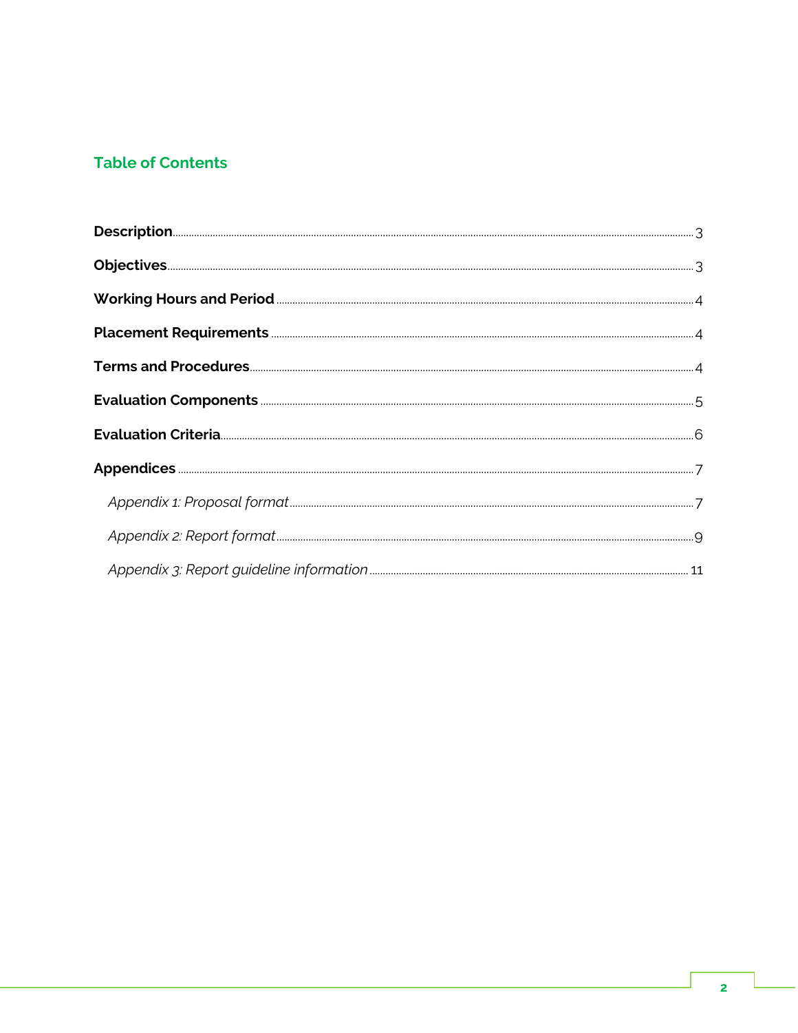## Table of Contents

**Description** ..... 3

**Objectives** ..... 3

**Working Hours and Period** ..... 4

**Placement Requirements** ..... 4

**Terms and Procedures** ..... 4

**Evaluation Components** ..... 5

**Evaluation Criteria** ..... 6

**Appendices** ..... 7

- *Appendix 1: Proposal format* ..... 7
- *Appendix 2: Report format* ..... 9
- *Appendix 3: Report guideline information* ..... 11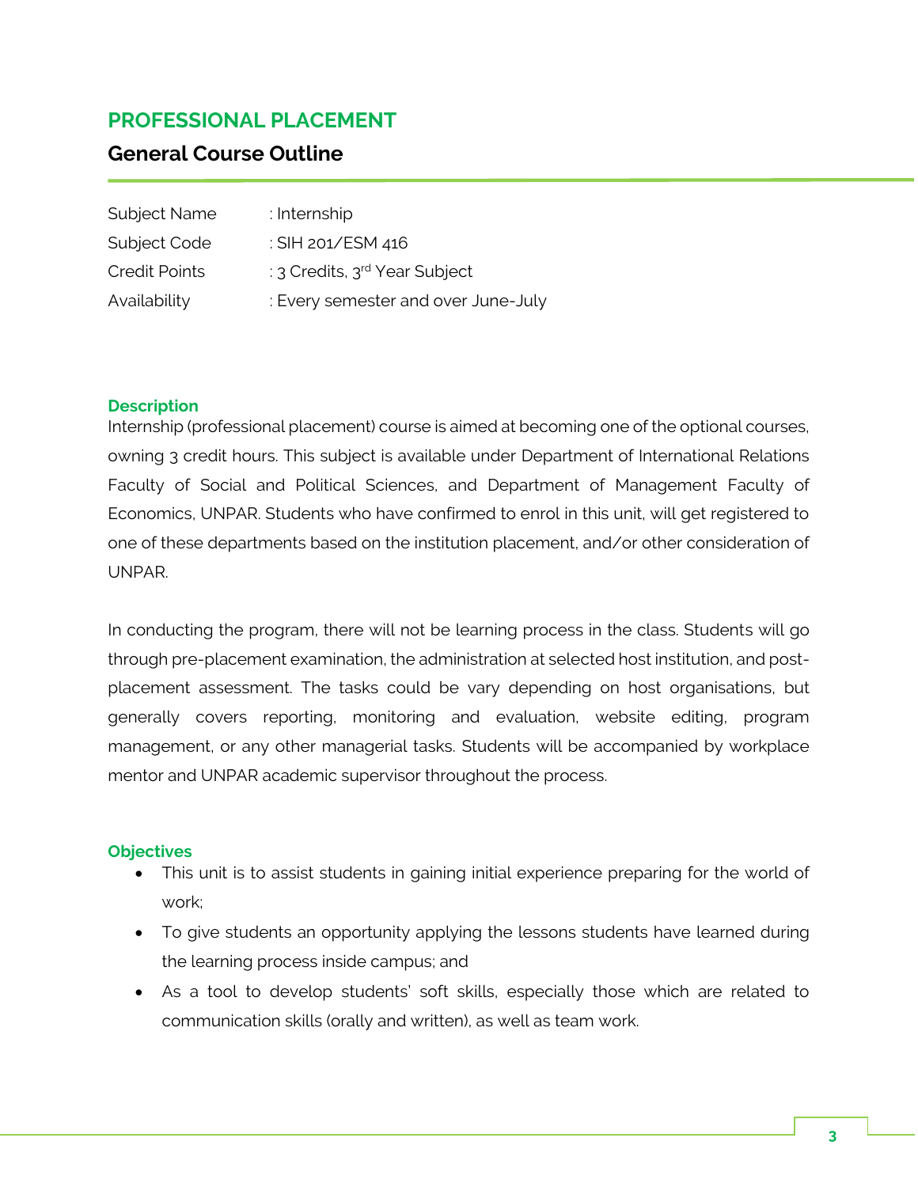## PROFESSIONAL PLACEMENT

### General Course Outline

Subject Name : Internship
Subject Code : SIH 201/ESM 416
Credit Points : 3 Credits, 3rd Year Subject
Availability : Every semester and over June-July

#### Description

Internship (professional placement) course is aimed at becoming one of the optional courses, owning 3 credit hours. This subject is available under Department of International Relations Faculty of Social and Political Sciences, and Department of Management Faculty of Economics, UNPAR. Students who have confirmed to enrol in this unit, will get registered to one of these departments based on the institution placement, and/or other consideration of UNPAR.

In conducting the program, there will not be learning process in the class. Students will go through pre-placement examination, the administration at selected host institution, and post-placement assessment. The tasks could be vary depending on host organisations, but generally covers reporting, monitoring and evaluation, website editing, program management, or any other managerial tasks. Students will be accompanied by workplace mentor and UNPAR academic supervisor throughout the process.

#### Objectives

- This unit is to assist students in gaining initial experience preparing for the world of work;
- To give students an opportunity applying the lessons students have learned during the learning process inside campus; and
- As a tool to develop students' soft skills, especially those which are related to communication skills (orally and written), as well as team work.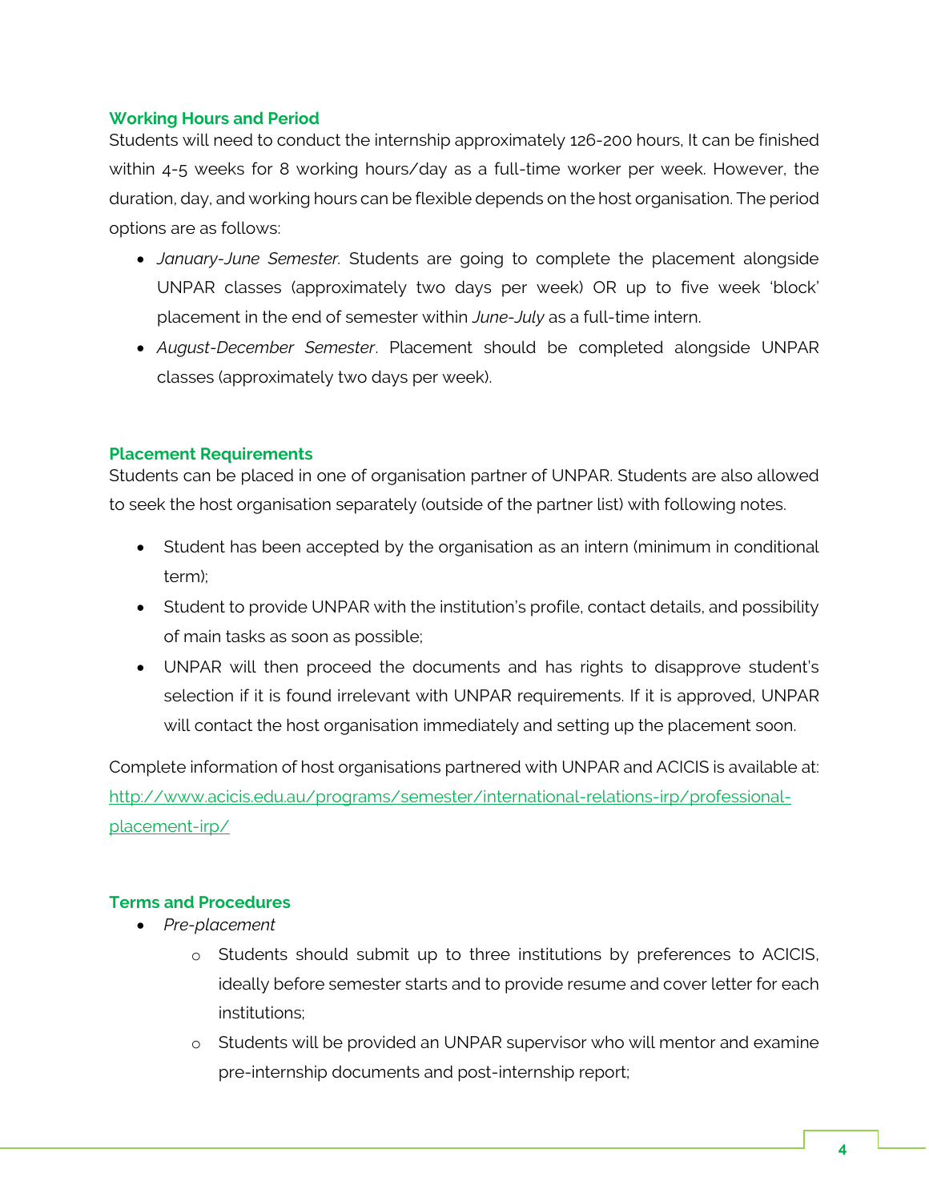### Working Hours and Period

Students will need to conduct the internship approximately 126-200 hours, It can be finished within 4-5 weeks for 8 working hours/day as a full-time worker per week. However, the duration, day, and working hours can be flexible depends on the host organisation. The period options are as follows:

- *January-June Semester*. Students are going to complete the placement alongside UNPAR classes (approximately two days per week) OR up to five week 'block' placement in the end of semester within *June-July* as a full-time intern.
- *August-December Semester*. Placement should be completed alongside UNPAR classes (approximately two days per week).

### Placement Requirements

Students can be placed in one of organisation partner of UNPAR. Students are also allowed to seek the host organisation separately (outside of the partner list) with following notes.

- Student has been accepted by the organisation as an intern (minimum in conditional term);
- Student to provide UNPAR with the institution's profile, contact details, and possibility of main tasks as soon as possible;
- UNPAR will then proceed the documents and has rights to disapprove student's selection if it is found irrelevant with UNPAR requirements. If it is approved, UNPAR will contact the host organisation immediately and setting up the placement soon.

Complete information of host organisations partnered with UNPAR and ACICIS is available at: [http://www.acicis.edu.au/programs/semester/international-relations-irp/professional-placement-irp/](http://www.acicis.edu.au/programs/semester/international-relations-irp/professional-placement-irp/)

### Terms and Procedures

- *Pre-placement*
  - Students should submit up to three institutions by preferences to ACICIS, ideally before semester starts and to provide resume and cover letter for each institutions;
  - Students will be provided an UNPAR supervisor who will mentor and examine pre-internship documents and post-internship report;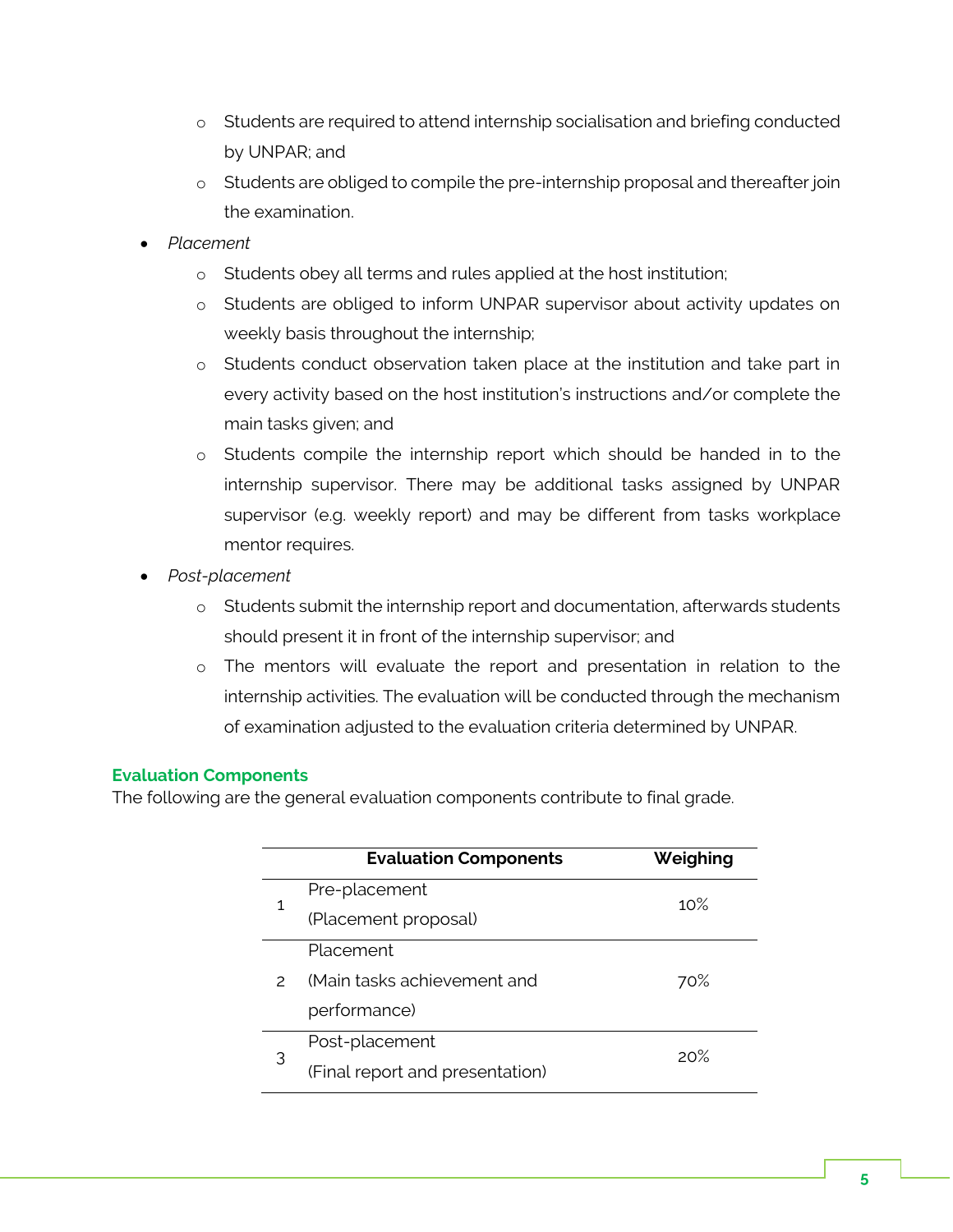- Students are required to attend internship socialisation and briefing conducted by UNPAR; and
    - Students are obliged to compile the pre-internship proposal and thereafter join the examination.
- *Placement*
    - Students obey all terms and rules applied at the host institution;
    - Students are obliged to inform UNPAR supervisor about activity updates on weekly basis throughout the internship;
    - Students conduct observation taken place at the institution and take part in every activity based on the host institution's instructions and/or complete the main tasks given; and
    - Students compile the internship report which should be handed in to the internship supervisor. There may be additional tasks assigned by UNPAR supervisor (e.g. weekly report) and may be different from tasks workplace mentor requires.
- *Post-placement*
    - Students submit the internship report and documentation, afterwards students should present it in front of the internship supervisor; and
    - The mentors will evaluate the report and presentation in relation to the internship activities. The evaluation will be conducted through the mechanism of examination adjusted to the evaluation criteria determined by UNPAR.

### Evaluation Components

The following are the general evaluation components contribute to final grade.

| | Evaluation Components | Weighing |
|---|---|---|
| 1 | Pre-placement (Placement proposal) | 10% |
| 2 | Placement (Main tasks achievement and performance) | 70% |
| 3 | Post-placement (Final report and presentation) | 20% |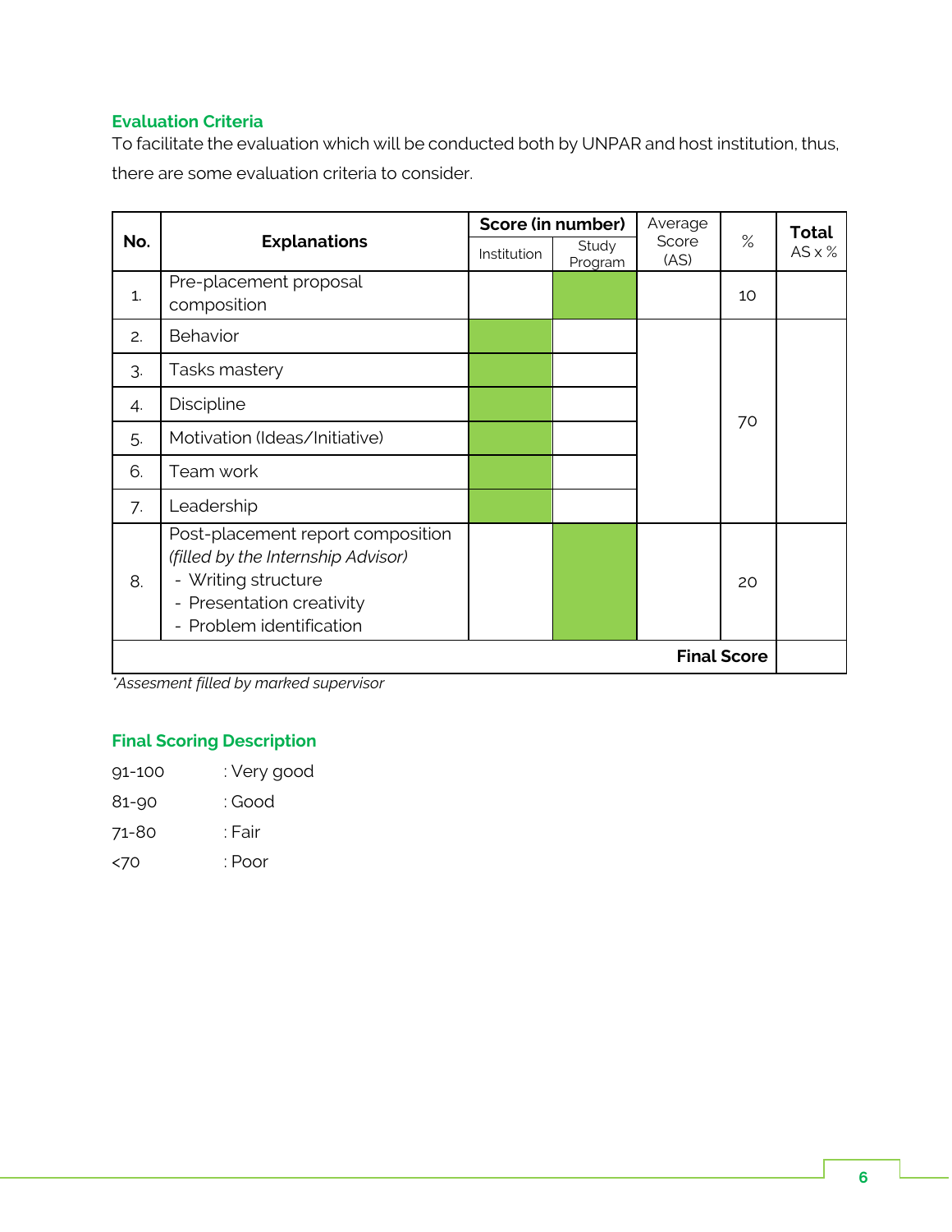### Evaluation Criteria

To facilitate the evaluation which will be conducted both by UNPAR and host institution, thus, there are some evaluation criteria to consider.

| No. | Explanations | Score (in number) | | Average Score (AS) | % | Total AS x % |
|---|---|---|---|---|---|---|
| | | Institution | Study Program | | | |
| 1. | Pre-placement proposal composition | | | | 10 | |
| 2. | Behavior | | | | 70 | |
| 3. | Tasks mastery | | | | | |
| 4. | Discipline | | | | | |
| 5. | Motivation (Ideas/Initiative) | | | | | |
| 6. | Team work | | | | | |
| 7. | Leadership | | | | | |
| 8. | Post-placement report composition *(filled by the Internship Advisor)*<br>- Writing structure<br>- Presentation creativity<br>- Problem identification | | | | 20 | |
| | | | | | **Final Score** | |

*\*Assesment filled by marked supervisor*

### Final Scoring Description

91-100 : Very good

81-90 : Good

71-80 : Fair

<70 : Poor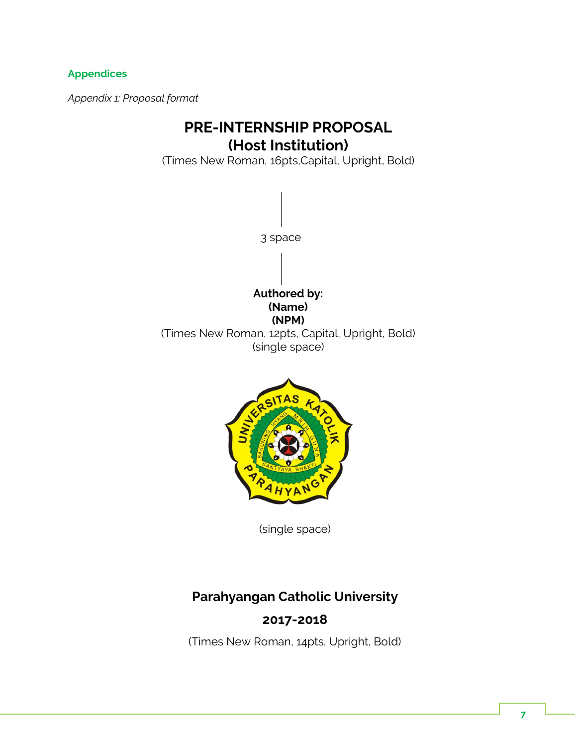## Appendices

*Appendix 1: Proposal format*

**PRE-INTERNSHIP PROPOSAL**
**(Host Institution)**

(Times New Roman, 16pts,Capital, Upright, Bold)

3 space

**Authored by:**
**(Name)**
**(NPM)**

(Times New Roman, 12pts, Capital, Upright, Bold)
(single space)

(single space)

**Parahyangan Catholic University**

**2017-2018**

(Times New Roman, 14pts, Upright, Bold)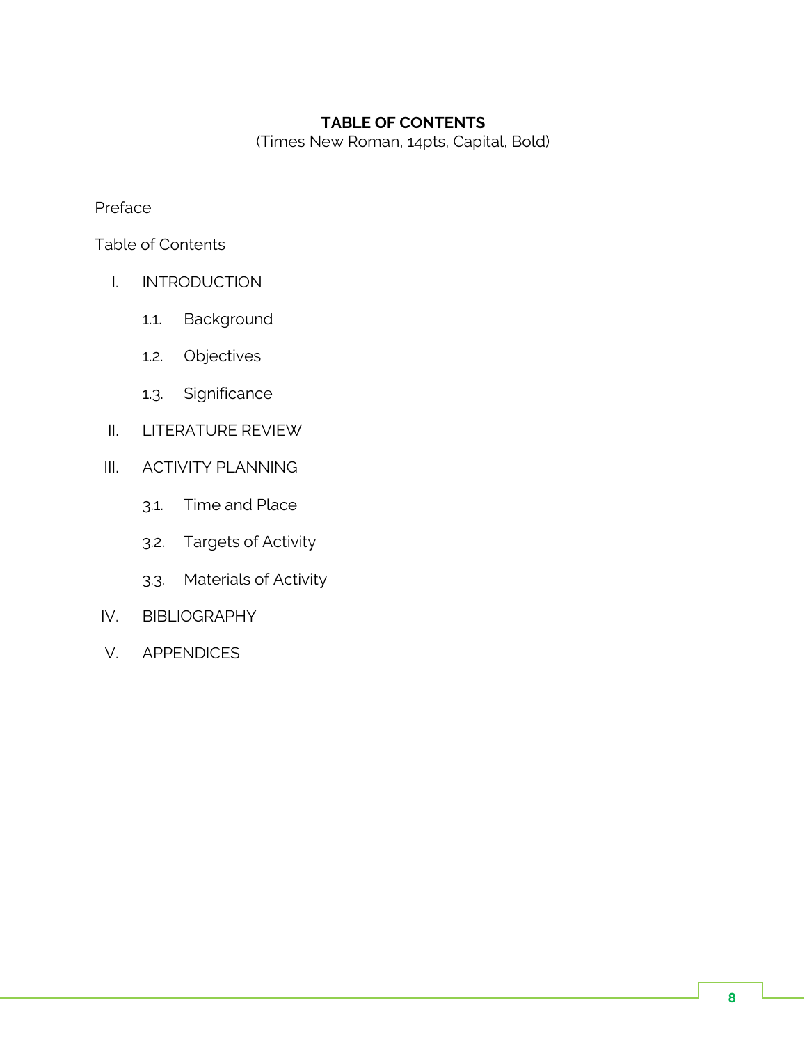**TABLE OF CONTENTS**

(Times New Roman, 14pts, Capital, Bold)

Preface

Table of Contents

I. INTRODUCTION

    1.1. Background

    1.2. Objectives

    1.3. Significance

II. LITERATURE REVIEW

III. ACTIVITY PLANNING

    3.1. Time and Place

    3.2. Targets of Activity

    3.3. Materials of Activity

IV. BIBLIOGRAPHY

V. APPENDICES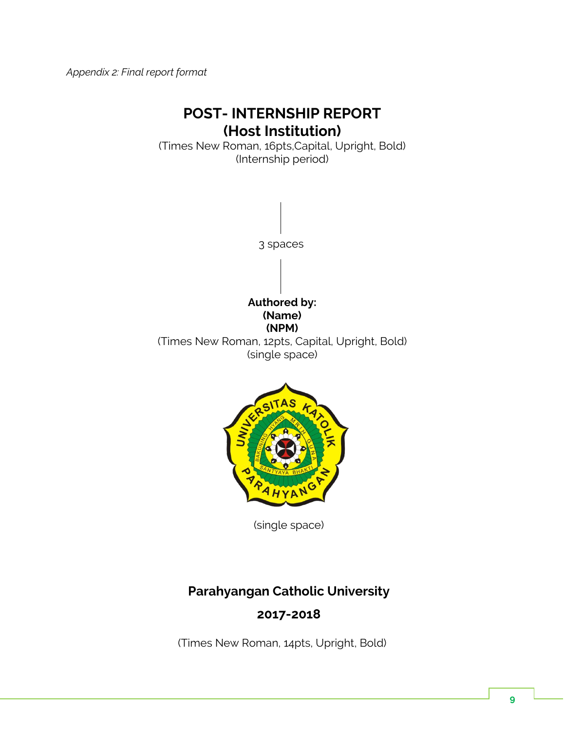*Appendix 2: Final report format*

# POST- INTERNSHIP REPORT
# (Host Institution)

(Times New Roman, 16pts,Capital, Upright, Bold)
(Internship period)

3 spaces

**Authored by:**
**(Name)**
**(NPM)**
(Times New Roman, 12pts, Capital, Upright, Bold)
(single space)

(single space)

**Parahyangan Catholic University**

**2017-2018**

(Times New Roman, 14pts, Upright, Bold)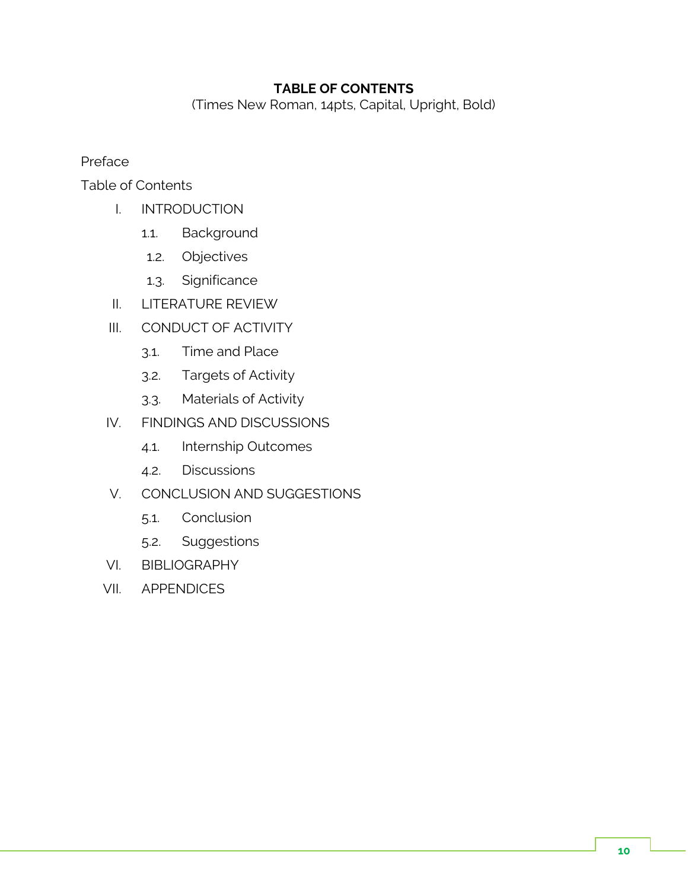## TABLE OF CONTENTS

(Times New Roman, 14pts, Capital, Upright, Bold)

Preface

Table of Contents

- I. INTRODUCTION
  - 1.1. Background
  - 1.2. Objectives
  - 1.3. Significance
- II. LITERATURE REVIEW
- III. CONDUCT OF ACTIVITY
  - 3.1. Time and Place
  - 3.2. Targets of Activity
  - 3.3. Materials of Activity
- IV. FINDINGS AND DISCUSSIONS
  - 4.1. Internship Outcomes
  - 4.2. Discussions
- V. CONCLUSION AND SUGGESTIONS
  - 5.1. Conclusion
  - 5.2. Suggestions
- VI. BIBLIOGRAPHY
- VII. APPENDICES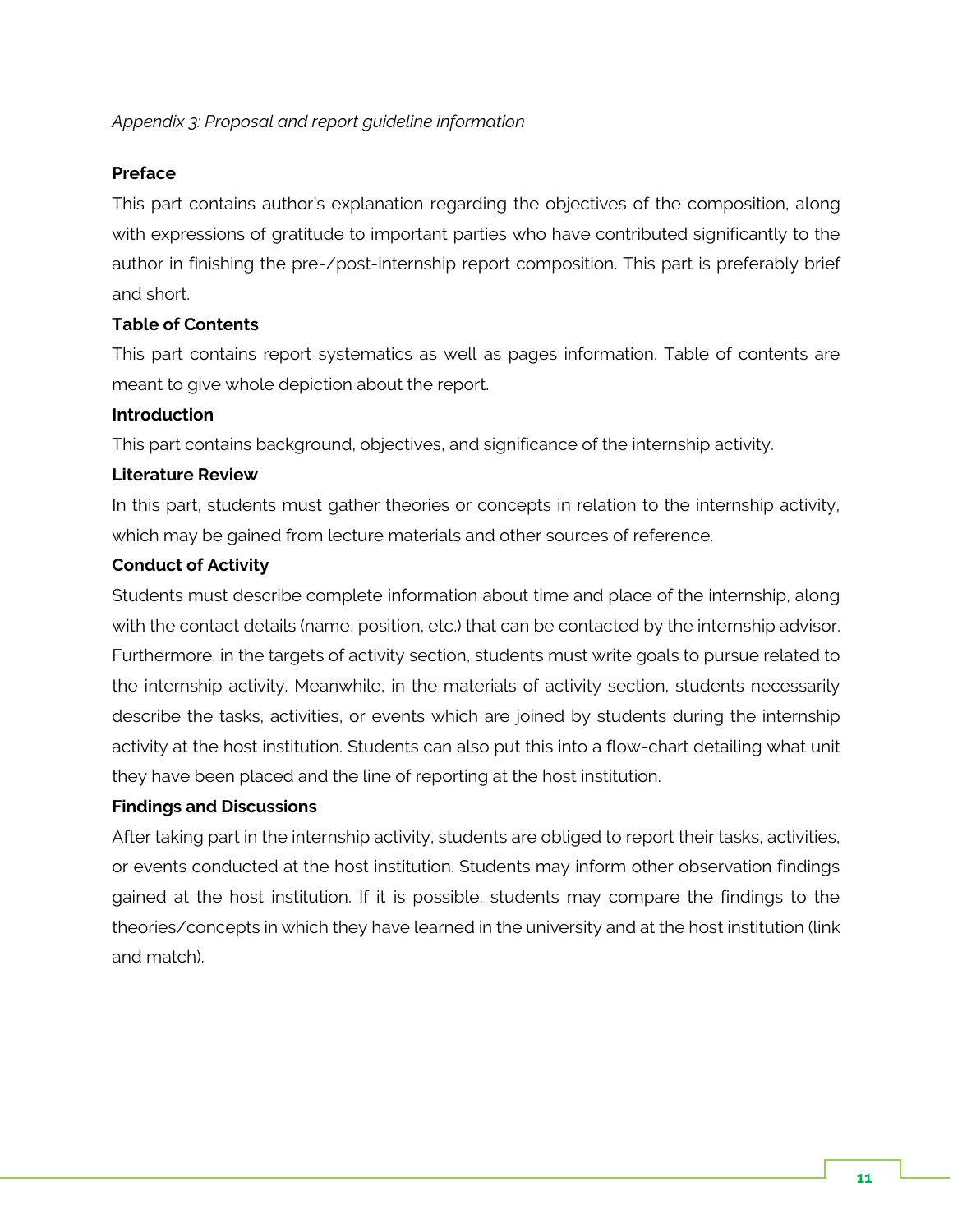*Appendix 3: Proposal and report guideline information*

**Preface**

This part contains author's explanation regarding the objectives of the composition, along with expressions of gratitude to important parties who have contributed significantly to the author in finishing the pre-/post-internship report composition. This part is preferably brief and short.

**Table of Contents**

This part contains report systematics as well as pages information. Table of contents are meant to give whole depiction about the report.

**Introduction**

This part contains background, objectives, and significance of the internship activity.

**Literature Review**

In this part, students must gather theories or concepts in relation to the internship activity, which may be gained from lecture materials and other sources of reference.

**Conduct of Activity**

Students must describe complete information about time and place of the internship, along with the contact details (name, position, etc.) that can be contacted by the internship advisor. Furthermore, in the targets of activity section, students must write goals to pursue related to the internship activity. Meanwhile, in the materials of activity section, students necessarily describe the tasks, activities, or events which are joined by students during the internship activity at the host institution. Students can also put this into a flow-chart detailing what unit they have been placed and the line of reporting at the host institution.

**Findings and Discussions**

After taking part in the internship activity, students are obliged to report their tasks, activities, or events conducted at the host institution. Students may inform other observation findings gained at the host institution. If it is possible, students may compare the findings to the theories/concepts in which they have learned in the university and at the host institution (link and match).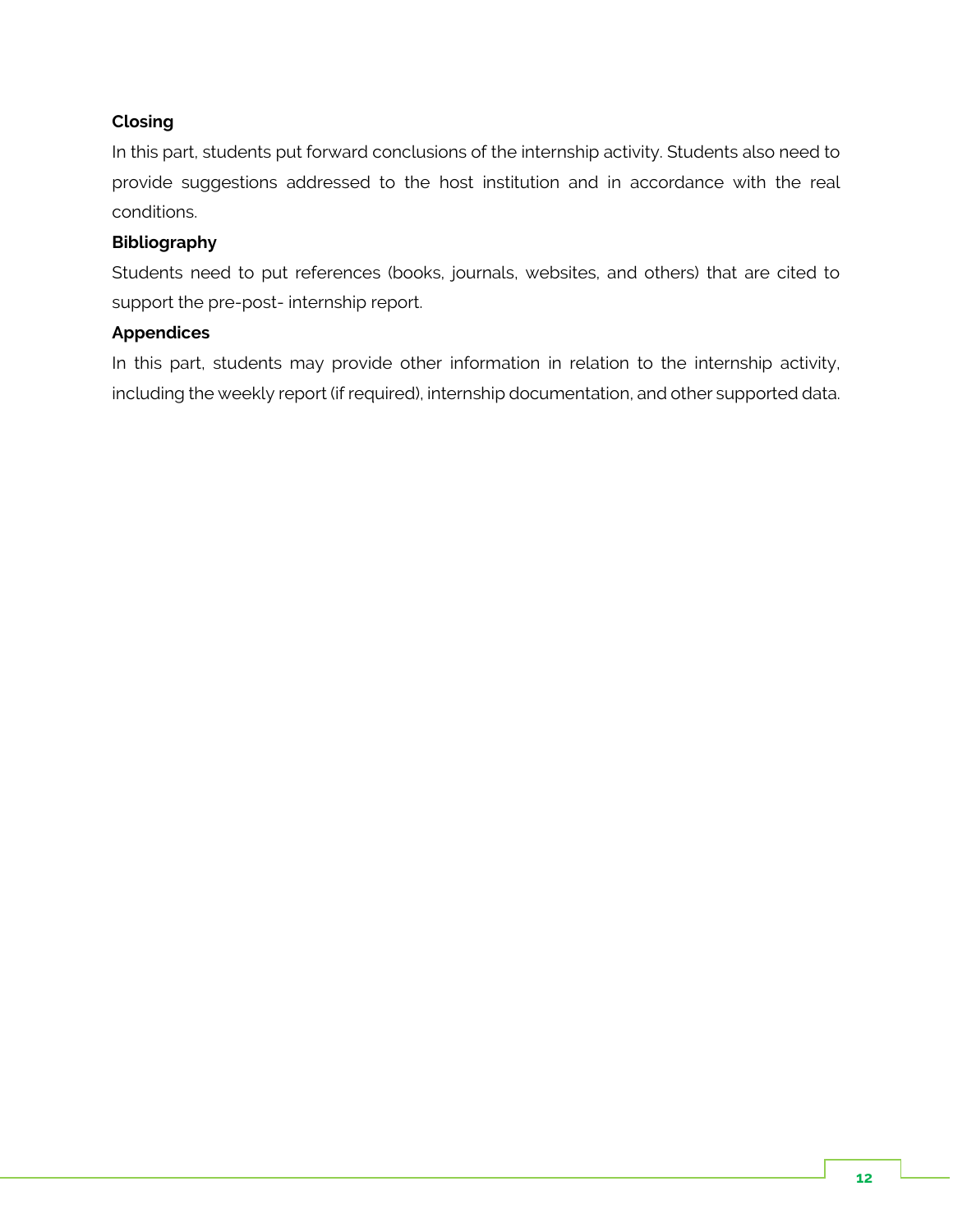**Closing**

In this part, students put forward conclusions of the internship activity. Students also need to provide suggestions addressed to the host institution and in accordance with the real conditions.

**Bibliography**

Students need to put references (books, journals, websites, and others) that are cited to support the pre-post- internship report.

**Appendices**

In this part, students may provide other information in relation to the internship activity, including the weekly report (if required), internship documentation, and other supported data.